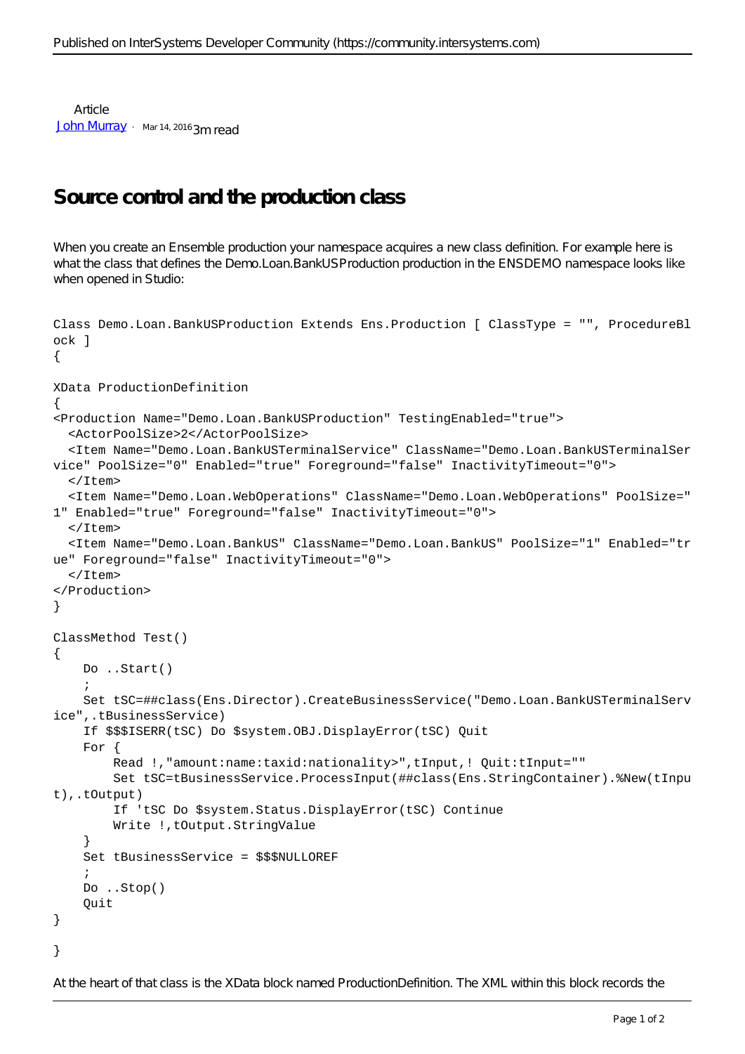Article

[John Murray](#) · Mar 14, 2016 3m read

# Source control and the production class

When you create an Ensemble production your namespace acquires a new class definition. For example here is what the class that defines the Demo.Loan.BankUSProduction production in the ENSDEMO namespace looks like when opened in Studio:

```
Class Demo.Loan.BankUSProduction Extends Ens.Production [ ClassType = "", ProcedureBlock ]
{

XData ProductionDefinition
{
<Production Name="Demo.Loan.BankUSProduction" TestingEnabled="true">
  <ActorPoolSize>2</ActorPoolSize>
  <Item Name="Demo.Loan.BankUSTerminalService" ClassName="Demo.Loan.BankUSTerminalService" PoolSize="0" Enabled="true" Foreground="false" InactivityTimeout="0">
  </Item>
  <Item Name="Demo.Loan.WebOperations" ClassName="Demo.Loan.WebOperations" PoolSize="1" Enabled="true" Foreground="false" InactivityTimeout="0">
  </Item>
  <Item Name="Demo.Loan.BankUS" ClassName="Demo.Loan.BankUS" PoolSize="1" Enabled="true" Foreground="false" InactivityTimeout="0">
  </Item>
</Production>
}

ClassMethod Test()
{
    Do ..Start()
    ;
    Set tSC=##class(Ens.Director).CreateBusinessService("Demo.Loan.BankUSTerminalService",.tBusinessService)
    If $$$ISERR(tSC) Do $system.OBJ.DisplayError(tSC) Quit
    For {
        Read !,"amount:name:taxid:nationality>",tInput,! Quit:tInput=""
        Set tSC=tBusinessService.ProcessInput(##class(Ens.StringContainer).%New(tInput),.tOutput)
        If 'tSC Do $system.Status.DisplayError(tSC) Continue
        Write !,tOutput.StringValue
    }
    Set tBusinessService = $$$NULLOREF
    ;
    Do ..Stop()
    Quit
}

}
```

At the heart of that class is the XData block named ProductionDefinition. The XML within this block records the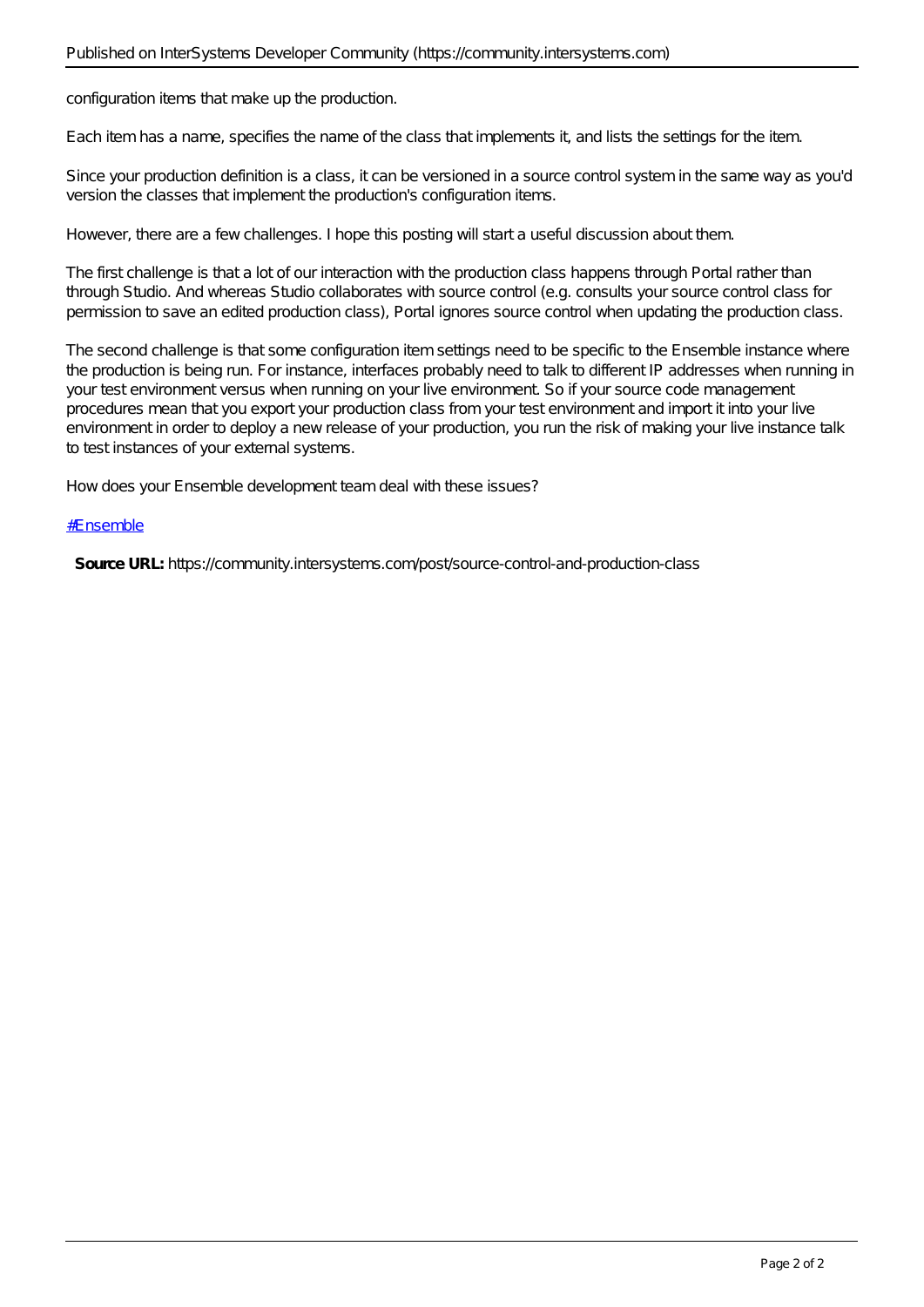configuration items that make up the production.

Each item has a name, specifies the name of the class that implements it, and lists the settings for the item.

Since your production definition is a class, it can be versioned in a source control system in the same way as you'd version the classes that implement the production's configuration items.

However, there are a few challenges. I hope this posting will start a useful discussion about them.

The first challenge is that a lot of our interaction with the production class happens through Portal rather than through Studio. And whereas Studio collaborates with source control (e.g. consults your source control class for permission to save an edited production class), Portal ignores source control when updating the production class.

The second challenge is that some configuration item settings need to be specific to the Ensemble instance where the production is being run. For instance, interfaces probably need to talk to different IP addresses when running in your test environment versus when running on your live environment. So if your source code management procedures mean that you export your production class from your test environment and import it into your live environment in order to deploy a new release of your production, you run the risk of making your live instance talk to test instances of your external systems.

How does your Ensemble development team deal with these issues?

#Ensemble

**Source URL:** https://community.intersystems.com/post/source-control-and-production-class